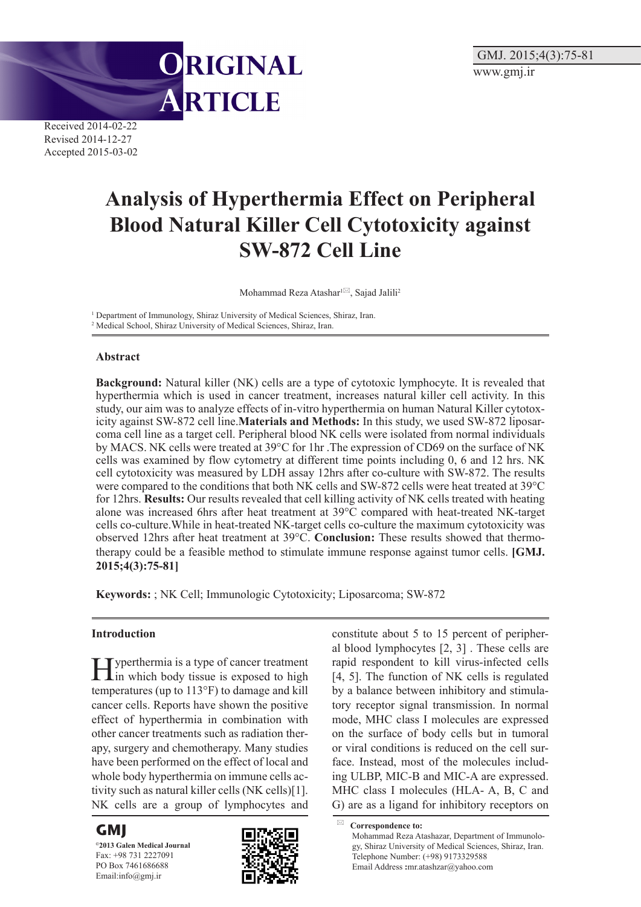ORIGINAL ARTICLE

Received 2014-02-22
Revised 2014-12-27
Accepted 2015-03-02

# Analysis of Hyperthermia Effect on Peripheral Blood Natural Killer Cell Cytotoxicity against SW-872 Cell Line

Mohammad Reza Atashar[1], Sajad Jalili[2]

[1] Department of Immunology, Shiraz University of Medical Sciences, Shiraz, Iran.
[2] Medical School, Shiraz University of Medical Sciences, Shiraz, Iran.

## Abstract

**Background:** Natural killer (NK) cells are a type of cytotoxic lymphocyte. It is revealed that hyperthermia which is used in cancer treatment, increases natural killer cell activity. In this study, our aim was to analyze effects of in-vitro hyperthermia on human Natural Killer cytotoxicity against SW-872 cell line.**Materials and Methods:** In this study, we used SW-872 liposarcoma cell line as a target cell. Peripheral blood NK cells were isolated from normal individuals by MACS. NK cells were treated at 39°C for 1hr .The expression of CD69 on the surface of NK cells was examined by flow cytometry at different time points including 0, 6 and 12 hrs. NK cell cytotoxicity was measured by LDH assay 12hrs after co-culture with SW-872. The results were compared to the conditions that both NK cells and SW-872 cells were heat treated at 39°C for 12hrs. **Results:** Our results revealed that cell killing activity of NK cells treated with heating alone was increased 6hrs after heat treatment at 39°C compared with heat-treated NK-target cells co-culture.While in heat-treated NK-target cells co-culture the maximum cytotoxicity was observed 12hrs after heat treatment at 39°C. **Conclusion:** These results showed that thermotherapy could be a feasible method to stimulate immune response against tumor cells. **[GMJ. 2015;4(3):75-81]**

**Keywords:** ; NK Cell; Immunologic Cytotoxicity; Liposarcoma; SW-872

## Introduction

Hyperthermia is a type of cancer treatment in which body tissue is exposed to high temperatures (up to 113°F) to damage and kill cancer cells. Reports have shown the positive effect of hyperthermia in combination with other cancer treatments such as radiation therapy, surgery and chemotherapy. Many studies have been performed on the effect of local and whole body hyperthermia on immune cells activity such as natural killer cells (NK cells)[1]. NK cells are a group of lymphocytes and constitute about 5 to 15 percent of peripheral blood lymphocytes [2, 3] . These cells are rapid respondent to kill virus-infected cells [4, 5]. The function of NK cells is regulated by a balance between inhibitory and stimulatory receptor signal transmission. In normal mode, MHC class I molecules are expressed on the surface of body cells but in tumoral or viral conditions is reduced on the cell surface. Instead, most of the molecules including ULBP, MIC-B and MIC-A are expressed. MHC class I molecules (HLA- A, B, C and G) are as a ligand for inhibitory receptors on

**Correspondence to:**
Mohammad Reza Atashazar, Department of Immunology, Shiraz University of Medical Sciences, Shiraz, Iran.
Telephone Number: (+98) 9173329588
Email Address :mr.atashzar@yahoo.com

GMJ
©2013 Galen Medical Journal
Fax: +98 731 2227091
PO Box 7461686688
Email:info@gmj.ir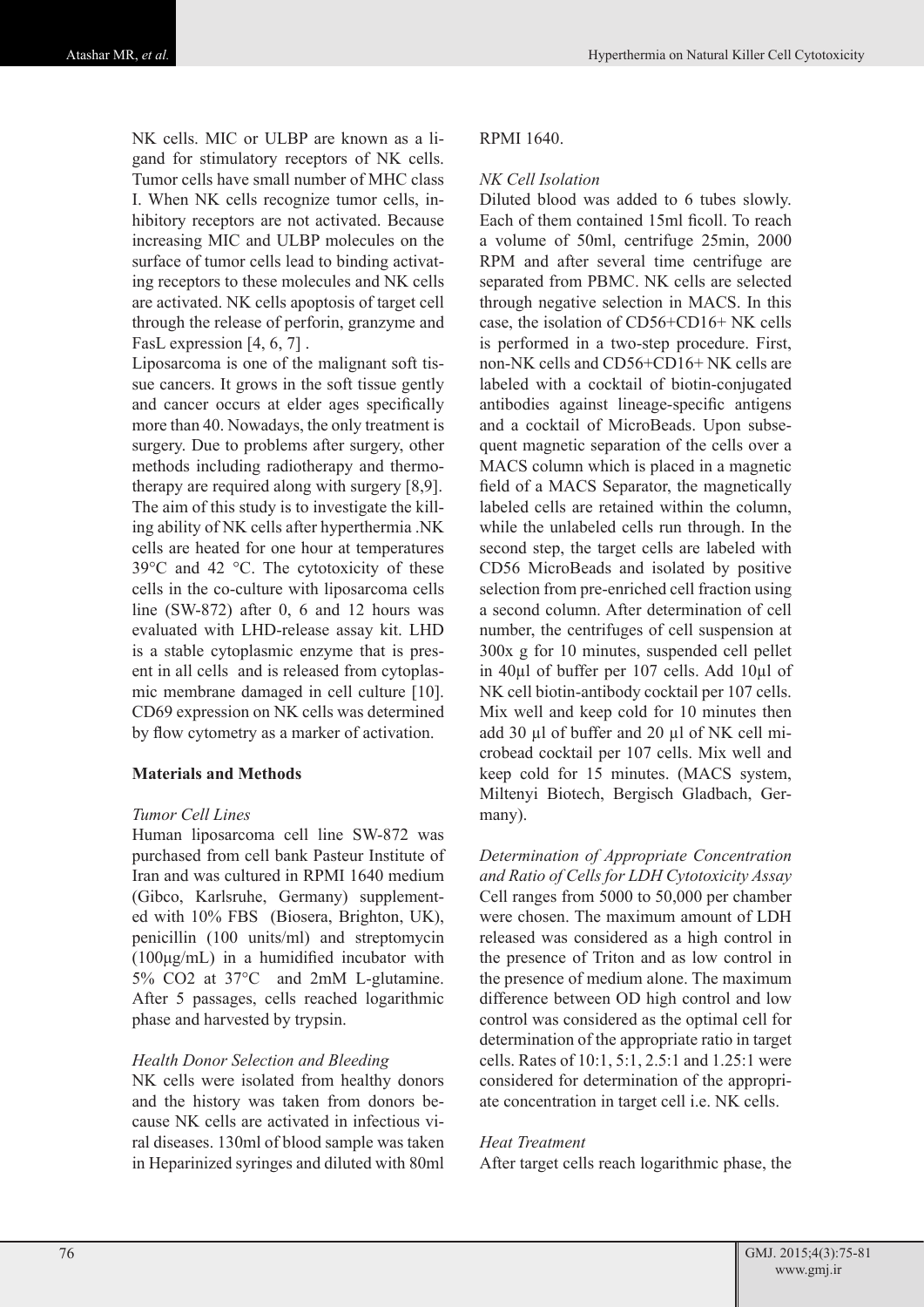NK cells. MIC or ULBP are known as a ligand for stimulatory receptors of NK cells. Tumor cells have small number of MHC class I. When NK cells recognize tumor cells, inhibitory receptors are not activated. Because increasing MIC and ULBP molecules on the surface of tumor cells lead to binding activating receptors to these molecules and NK cells are activated. NK cells apoptosis of target cell through the release of perforin, granzyme and FasL expression [4, 6, 7] .

Liposarcoma is one of the malignant soft tissue cancers. It grows in the soft tissue gently and cancer occurs at elder ages specifically more than 40. Nowadays, the only treatment is surgery. Due to problems after surgery, other methods including radiotherapy and thermotherapy are required along with surgery [8,9]. The aim of this study is to investigate the killing ability of NK cells after hyperthermia .NK cells are heated for one hour at temperatures 39°C and 42 °C. The cytotoxicity of these cells in the co-culture with liposarcoma cells line (SW-872) after 0, 6 and 12 hours was evaluated with LHD-release assay kit. LHD is a stable cytoplasmic enzyme that is present in all cells and is released from cytoplasmic membrane damaged in cell culture [10]. CD69 expression on NK cells was determined by flow cytometry as a marker of activation.

## Materials and Methods

*Tumor Cell Lines*

Human liposarcoma cell line SW-872 was purchased from cell bank Pasteur Institute of Iran and was cultured in RPMI 1640 medium (Gibco, Karlsruhe, Germany) supplemented with 10% FBS (Biosera, Brighton, UK), penicillin (100 units/ml) and streptomycin (100μg/mL) in a humidified incubator with 5% $CO_2$ at 37°C and 2mM L-glutamine. After 5 passages, cells reached logarithmic phase and harvested by trypsin.

*Health Donor Selection and Bleeding*

NK cells were isolated from healthy donors and the history was taken from donors because NK cells are activated in infectious viral diseases. 130ml of blood sample was taken in Heparinized syringes and diluted with 80ml RPMI 1640.

*NK Cell Isolation*

Diluted blood was added to 6 tubes slowly. Each of them contained 15ml ficoll. To reach a volume of 50ml, centrifuge 25min, 2000 RPM and after several time centrifuge are separated from PBMC. NK cells are selected through negative selection in MACS. In this case, the isolation of CD56+CD16+ NK cells is performed in a two-step procedure. First, non-NK cells and CD56+CD16+ NK cells are labeled with a cocktail of biotin-conjugated antibodies against lineage-specific antigens and a cocktail of MicroBeads. Upon subsequent magnetic separation of the cells over a MACS column which is placed in a magnetic field of a MACS Separator, the magnetically labeled cells are retained within the column, while the unlabeled cells run through. In the second step, the target cells are labeled with CD56 MicroBeads and isolated by positive selection from pre-enriched cell fraction using a second column. After determination of cell number, the centrifuges of cell suspension at 300x g for 10 minutes, suspended cell pellet in 40μl of buffer per 107 cells. Add 10μl of NK cell biotin-antibody cocktail per 107 cells. Mix well and keep cold for 10 minutes then add 30 μl of buffer and 20 μl of NK cell microbead cocktail per 107 cells. Mix well and keep cold for 15 minutes. (MACS system, Miltenyi Biotech, Bergisch Gladbach, Germany).

*Determination of Appropriate Concentration and Ratio of Cells for LDH Cytotoxicity Assay*

Cell ranges from 5000 to 50,000 per chamber were chosen. The maximum amount of LDH released was considered as a high control in the presence of Triton and as low control in the presence of medium alone. The maximum difference between OD high control and low control was considered as the optimal cell for determination of the appropriate ratio in target cells. Rates of 10:1, 5:1, 2.5:1 and 1.25:1 were considered for determination of the appropriate concentration in target cell i.e. NK cells.

*Heat Treatment*

After target cells reach logarithmic phase, the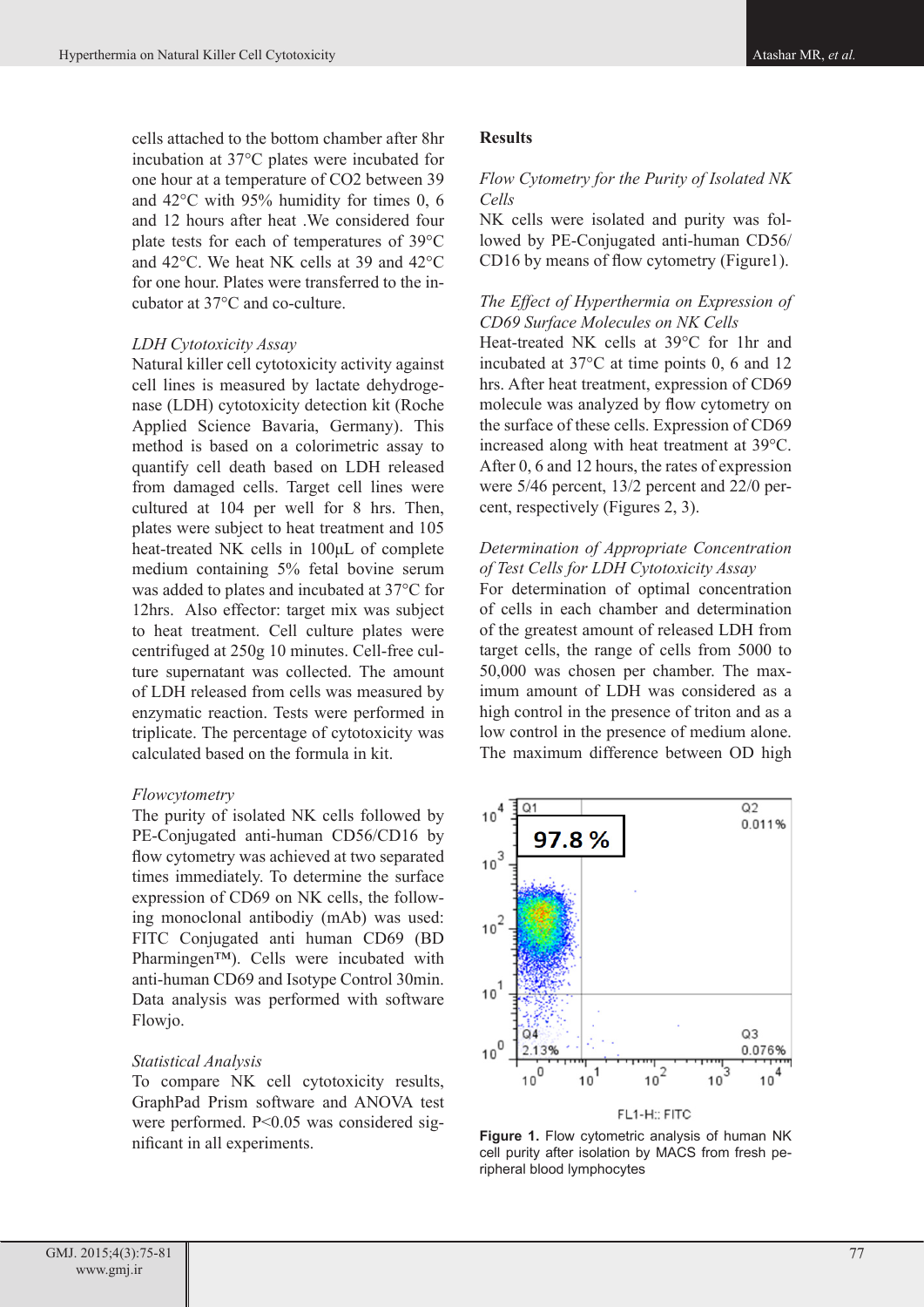cells attached to the bottom chamber after 8hr incubation at 37°C plates were incubated for one hour at a temperature of CO2 between 39 and 42°C with 95% humidity for times 0, 6 and 12 hours after heat .We considered four plate tests for each of temperatures of 39°C and 42°C. We heat NK cells at 39 and 42°C for one hour. Plates were transferred to the incubator at 37°C and co-culture.

*LDH Cytotoxicity Assay*

Natural killer cell cytotoxicity activity against cell lines is measured by lactate dehydrogenase (LDH) cytotoxicity detection kit (Roche Applied Science Bavaria, Germany). This method is based on a colorimetric assay to quantify cell death based on LDH released from damaged cells. Target cell lines were cultured at 104 per well for 8 hrs. Then, plates were subject to heat treatment and 105 heat-treated NK cells in 100µL of complete medium containing 5% fetal bovine serum was added to plates and incubated at 37°C for 12hrs. Also effector: target mix was subject to heat treatment. Cell culture plates were centrifuged at 250g 10 minutes. Cell-free culture supernatant was collected. The amount of LDH released from cells was measured by enzymatic reaction. Tests were performed in triplicate. The percentage of cytotoxicity was calculated based on the formula in kit.

*Flowcytometry*

The purity of isolated NK cells followed by PE-Conjugated anti-human CD56/CD16 by flow cytometry was achieved at two separated times immediately. To determine the surface expression of CD69 on NK cells, the following monoclonal antibodiy (mAb) was used: FITC Conjugated anti human CD69 (BD Pharmingen™). Cells were incubated with anti-human CD69 and Isotype Control 30min. Data analysis was performed with software Flowjo.

*Statistical Analysis*

To compare NK cell cytotoxicity results, GraphPad Prism software and ANOVA test were performed. P<0.05 was considered significant in all experiments.

## Results

*Flow Cytometry for the Purity of Isolated NK Cells*

NK cells were isolated and purity was followed by PE-Conjugated anti-human CD56/CD16 by means of flow cytometry (Figure1).

*The Effect of Hyperthermia on Expression of CD69 Surface Molecules on NK Cells*

Heat-treated NK cells at 39°C for 1hr and incubated at 37°C at time points 0, 6 and 12 hrs. After heat treatment, expression of CD69 molecule was analyzed by flow cytometry on the surface of these cells. Expression of CD69 increased along with heat treatment at 39°C. After 0, 6 and 12 hours, the rates of expression were 5/46 percent, 13/2 percent and 22/0 percent, respectively (Figures 2, 3).

*Determination of Appropriate Concentration of Test Cells for LDH Cytotoxicity Assay*

For determination of optimal concentration of cells in each chamber and determination of the greatest amount of released LDH from target cells, the range of cells from 5000 to 50,000 was chosen per chamber. The maximum amount of LDH was considered as a high control in the presence of triton and as a low control in the presence of medium alone. The maximum difference between OD high

**Figure 1.** Flow cytometric analysis of human NK cell purity after isolation by MACS from fresh peripheral blood lymphocytes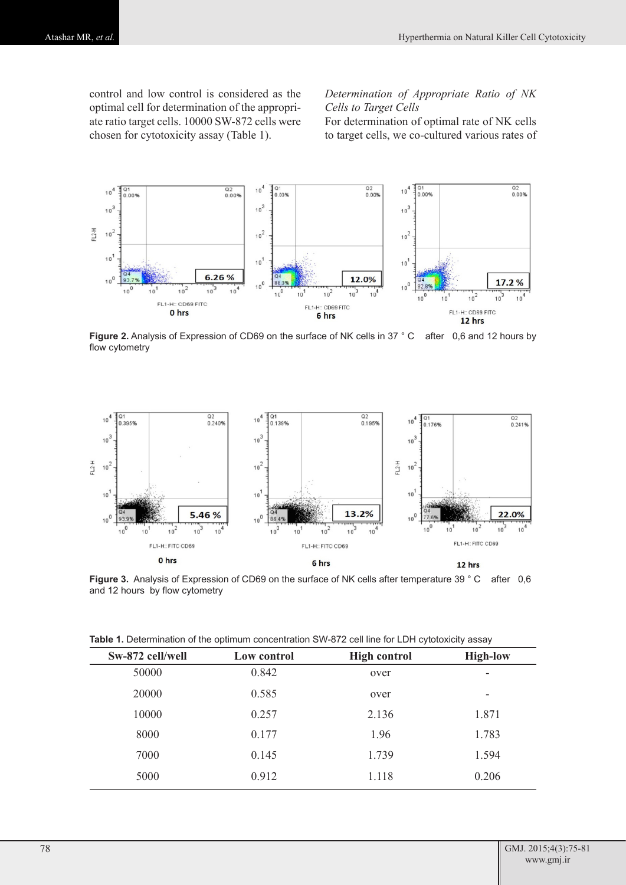control and low control is considered as the optimal cell for determination of the appropriate ratio target cells. 10000 SW-872 cells were chosen for cytotoxicity assay (Table 1).

*Determination of Appropriate Ratio of NK Cells to Target Cells*

For determination of optimal rate of NK cells to target cells, we co-cultured various rates of

**Figure 2.** Analysis of Expression of CD69 on the surface of NK cells in 37 ° C after 0,6 and 12 hours by flow cytometry

**Figure 3.** Analysis of Expression of CD69 on the surface of NK cells after temperature 39 ° C after 0,6 and 12 hours by flow cytometry

**Table 1.** Determination of the optimum concentration SW-872 cell line for LDH cytotoxicity assay

| Sw-872 cell/well | Low control | High control | High-low |
|---|---|---|---|
| 50000 | 0.842 | over | - |
| 20000 | 0.585 | over | - |
| 10000 | 0.257 | 2.136 | 1.871 |
| 8000 | 0.177 | 1.96 | 1.783 |
| 7000 | 0.145 | 1.739 | 1.594 |
| 5000 | 0.912 | 1.118 | 0.206 |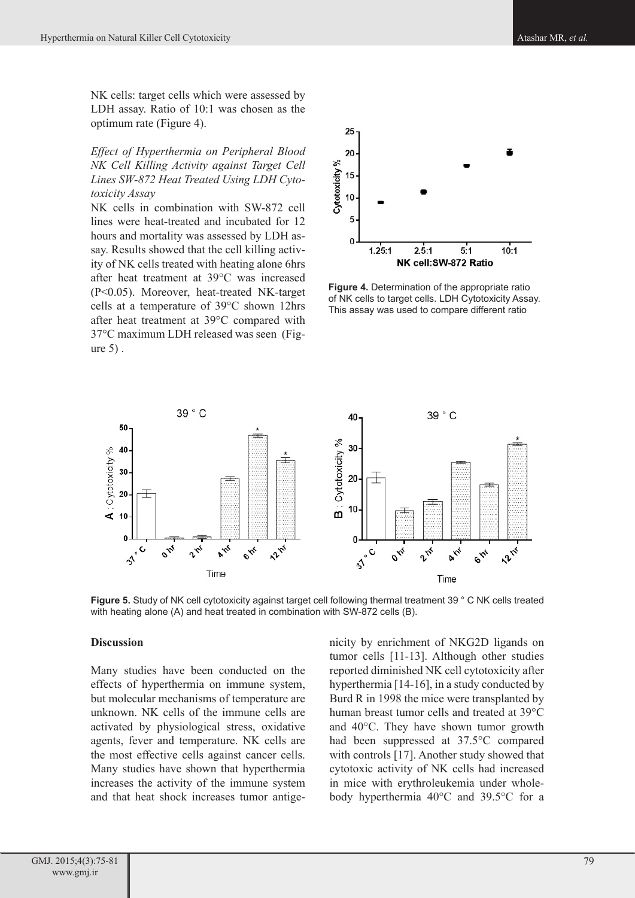NK cells: target cells which were assessed by LDH assay. Ratio of 10:1 was chosen as the optimum rate (Figure 4).

*Effect of Hyperthermia on Peripheral Blood NK Cell Killing Activity against Target Cell Lines SW-872 Heat Treated Using LDH Cytotoxicity Assay*

NK cells in combination with SW-872 cell lines were heat-treated and incubated for 12 hours and mortality was assessed by LDH assay. Results showed that the cell killing activity of NK cells treated with heating alone 6hrs after heat treatment at 39°C was increased (P<0.05). Moreover, heat-treated NK-target cells at a temperature of 39°C shown 12hrs after heat treatment at 39°C compared with 37°C maximum LDH released was seen (Figure 5) .

**Figure 4.** Determination of the appropriate ratio of NK cells to target cells. LDH Cytotoxicity Assay. This assay was used to compare different ratio

**Figure 5.** Study of NK cell cytotoxicity against target cell following thermal treatment 39 ° C NK cells treated with heating alone (A) and heat treated in combination with SW-872 cells (B).

## Discussion

Many studies have been conducted on the effects of hyperthermia on immune system, but molecular mechanisms of temperature are unknown. NK cells of the immune cells are activated by physiological stress, oxidative agents, fever and temperature. NK cells are the most effective cells against cancer cells. Many studies have shown that hyperthermia increases the activity of the immune system and that heat shock increases tumor antigenicity by enrichment of NKG2D ligands on tumor cells [11-13]. Although other studies reported diminished NK cell cytotoxicity after hyperthermia [14-16], in a study conducted by Burd R in 1998 the mice were transplanted by human breast tumor cells and treated at 39°C and 40°C. They have shown tumor growth had been suppressed at 37.5°C compared with controls [17]. Another study showed that cytotoxic activity of NK cells had increased in mice with erythroleukemia under whole-body hyperthermia 40°C and 39.5°C for a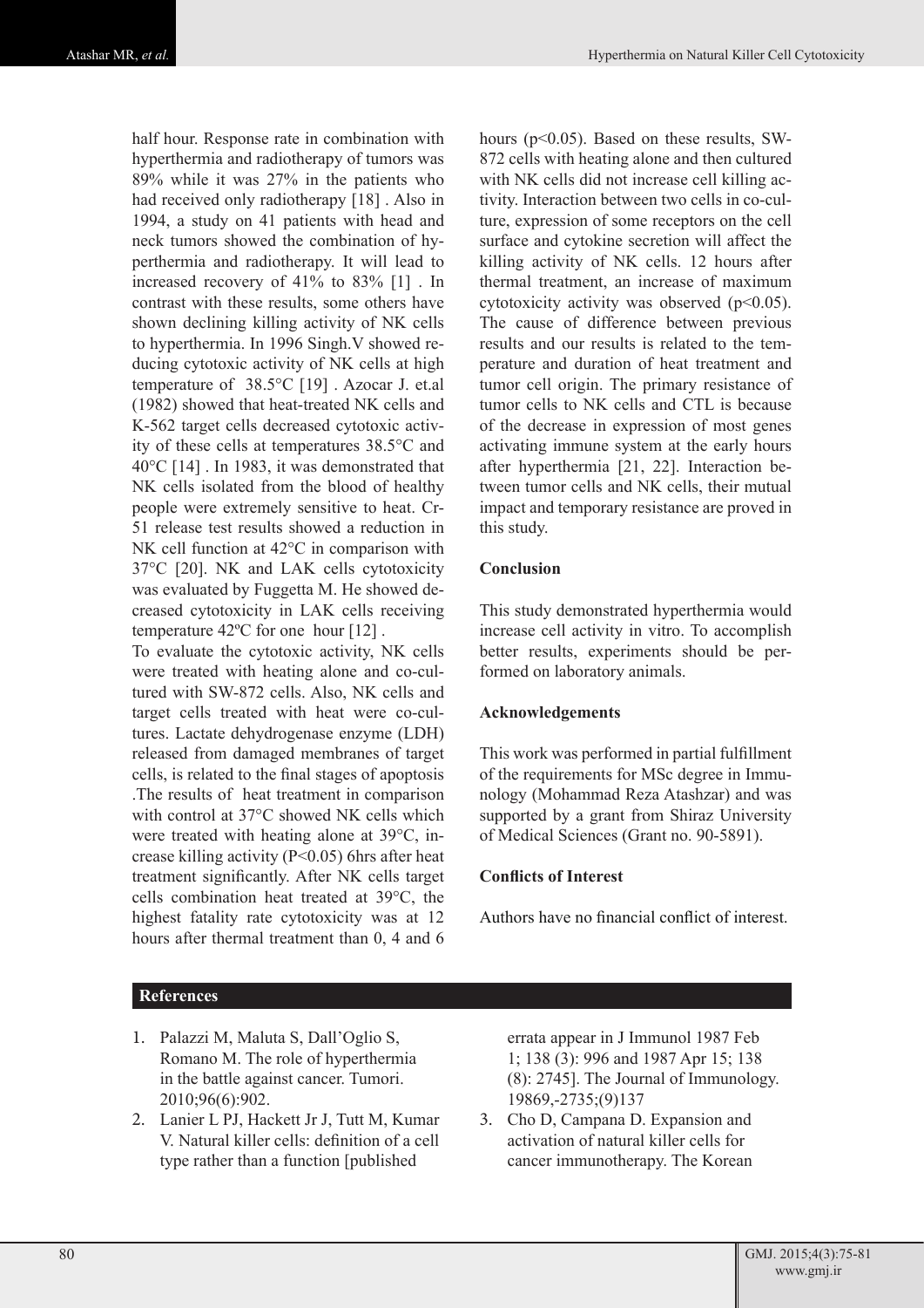half hour. Response rate in combination with hyperthermia and radiotherapy of tumors was 89% while it was 27% in the patients who had received only radiotherapy [18] . Also in 1994, a study on 41 patients with head and neck tumors showed the combination of hyperthermia and radiotherapy. It will lead to increased recovery of 41% to 83% [1] . In contrast with these results, some others have shown declining killing activity of NK cells to hyperthermia. In 1996 Singh.V showed reducing cytotoxic activity of NK cells at high temperature of 38.5°C [19] . Azocar J. et.al (1982) showed that heat-treated NK cells and K-562 target cells decreased cytotoxic activity of these cells at temperatures 38.5°C and 40°C [14] . In 1983, it was demonstrated that NK cells isolated from the blood of healthy people were extremely sensitive to heat. Cr-51 release test results showed a reduction in NK cell function at 42°C in comparison with 37°C [20]. NK and LAK cells cytotoxicity was evaluated by Fuggetta M. He showed decreased cytotoxicity in LAK cells receiving temperature 42ºC for one hour [12] .

To evaluate the cytotoxic activity, NK cells were treated with heating alone and co-cultured with SW-872 cells. Also, NK cells and target cells treated with heat were co-cultures. Lactate dehydrogenase enzyme (LDH) released from damaged membranes of target cells, is related to the final stages of apoptosis .The results of heat treatment in comparison with control at 37°C showed NK cells which were treated with heating alone at 39°C, increase killing activity ($P<0.05$) 6hrs after heat treatment significantly. After NK cells target cells combination heat treated at 39°C, the highest fatality rate cytotoxicity was at 12 hours after thermal treatment than 0, 4 and 6 hours ($p<0.05$). Based on these results, SW-872 cells with heating alone and then cultured with NK cells did not increase cell killing activity. Interaction between two cells in co-culture, expression of some receptors on the cell surface and cytokine secretion will affect the killing activity of NK cells. 12 hours after thermal treatment, an increase of maximum cytotoxicity activity was observed ($p<0.05$). The cause of difference between previous results and our results is related to the temperature and duration of heat treatment and tumor cell origin. The primary resistance of tumor cells to NK cells and CTL is because of the decrease in expression of most genes activating immune system at the early hours after hyperthermia [21, 22]. Interaction between tumor cells and NK cells, their mutual impact and temporary resistance are proved in this study.

### Conclusion

This study demonstrated hyperthermia would increase cell activity in vitro. To accomplish better results, experiments should be performed on laboratory animals.

### Acknowledgements

This work was performed in partial fulfillment of the requirements for MSc degree in Immunology (Mohammad Reza Atashzar) and was supported by a grant from Shiraz University of Medical Sciences (Grant no. 90-5891).

### Conflicts of Interest

Authors have no financial conflict of interest.

## References

1. Palazzi M, Maluta S, Dall'Oglio S, Romano M. The role of hyperthermia in the battle against cancer. Tumori. 2010;96(6):902.
2. Lanier L PJ, Hackett Jr J, Tutt M, Kumar V. Natural killer cells: definition of a cell type rather than a function [published errata appear in J Immunol 1987 Feb 1; 138 (3): 996 and 1987 Apr 15; 138 (8): 2745]. The Journal of Immunology. 19869,-2735;(9)137
3. Cho D, Campana D. Expansion and activation of natural killer cells for cancer immunotherapy. The Korean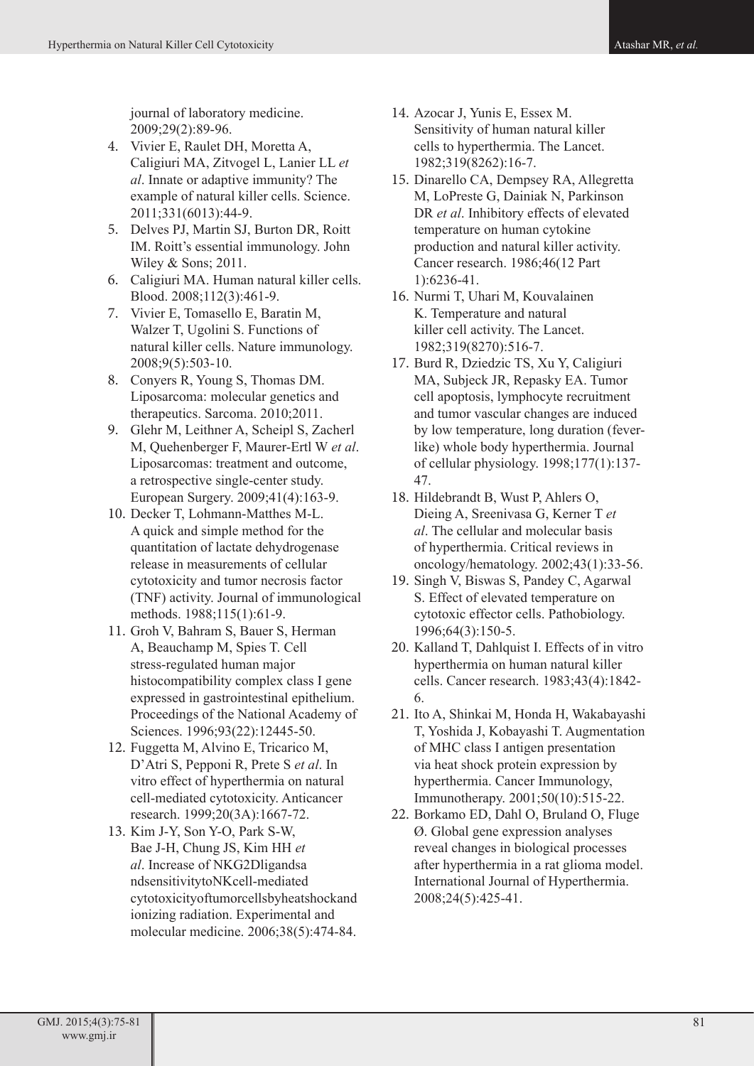journal of laboratory medicine. 2009;29(2):89-96.

4. Vivier E, Raulet DH, Moretta A, Caligiuri MA, Zitvogel L, Lanier LL *et al*. Innate or adaptive immunity? The example of natural killer cells. Science. 2011;331(6013):44-9.
5. Delves PJ, Martin SJ, Burton DR, Roitt IM. Roitt's essential immunology. John Wiley & Sons; 2011.
6. Caligiuri MA. Human natural killer cells. Blood. 2008;112(3):461-9.
7. Vivier E, Tomasello E, Baratin M, Walzer T, Ugolini S. Functions of natural killer cells. Nature immunology. 2008;9(5):503-10.
8. Conyers R, Young S, Thomas DM. Liposarcoma: molecular genetics and therapeutics. Sarcoma. 2010;2011.
9. Glehr M, Leithner A, Scheipl S, Zacherl M, Quehenberger F, Maurer-Ertl W *et al*. Liposarcomas: treatment and outcome, a retrospective single-center study. European Surgery. 2009;41(4):163-9.
10. Decker T, Lohmann-Matthes M-L. A quick and simple method for the quantitation of lactate dehydrogenase release in measurements of cellular cytotoxicity and tumor necrosis factor (TNF) activity. Journal of immunological methods. 1988;115(1):61-9.
11. Groh V, Bahram S, Bauer S, Herman A, Beauchamp M, Spies T. Cell stress-regulated human major histocompatibility complex class I gene expressed in gastrointestinal epithelium. Proceedings of the National Academy of Sciences. 1996;93(22):12445-50.
12. Fuggetta M, Alvino E, Tricarico M, D'Atri S, Pepponi R, Prete S *et al*. In vitro effect of hyperthermia on natural cell-mediated cytotoxicity. Anticancer research. 1999;20(3A):1667-72.
13. Kim J-Y, Son Y-O, Park S-W, Bae J-H, Chung JS, Kim HH *et al*. Increase of NKG2Dligandsa ndsensitivitytoNKcell-mediated cytotoxicityoftumorcellsbyheatshockand ionizing radiation. Experimental and molecular medicine. 2006;38(5):474-84.
14. Azocar J, Yunis E, Essex M. Sensitivity of human natural killer cells to hyperthermia. The Lancet. 1982;319(8262):16-7.
15. Dinarello CA, Dempsey RA, Allegretta M, LoPreste G, Dainiak N, Parkinson DR *et al*. Inhibitory effects of elevated temperature on human cytokine production and natural killer activity. Cancer research. 1986;46(12 Part 1):6236-41.
16. Nurmi T, Uhari M, Kouvalainen K. Temperature and natural killer cell activity. The Lancet. 1982;319(8270):516-7.
17. Burd R, Dziedzic TS, Xu Y, Caligiuri MA, Subjeck JR, Repasky EA. Tumor cell apoptosis, lymphocyte recruitment and tumor vascular changes are induced by low temperature, long duration (fever-like) whole body hyperthermia. Journal of cellular physiology. 1998;177(1):137-47.
18. Hildebrandt B, Wust P, Ahlers O, Dieing A, Sreenivasa G, Kerner T *et al*. The cellular and molecular basis of hyperthermia. Critical reviews in oncology/hematology. 2002;43(1):33-56.
19. Singh V, Biswas S, Pandey C, Agarwal S. Effect of elevated temperature on cytotoxic effector cells. Pathobiology. 1996;64(3):150-5.
20. Kalland T, Dahlquist I. Effects of in vitro hyperthermia on human natural killer cells. Cancer research. 1983;43(4):1842-6.
21. Ito A, Shinkai M, Honda H, Wakabayashi T, Yoshida J, Kobayashi T. Augmentation of MHC class I antigen presentation via heat shock protein expression by hyperthermia. Cancer Immunology, Immunotherapy. 2001;50(10):515-22.
22. Borkamo ED, Dahl O, Bruland O, Fluge Ø. Global gene expression analyses reveal changes in biological processes after hyperthermia in a rat glioma model. International Journal of Hyperthermia. 2008;24(5):425-41.